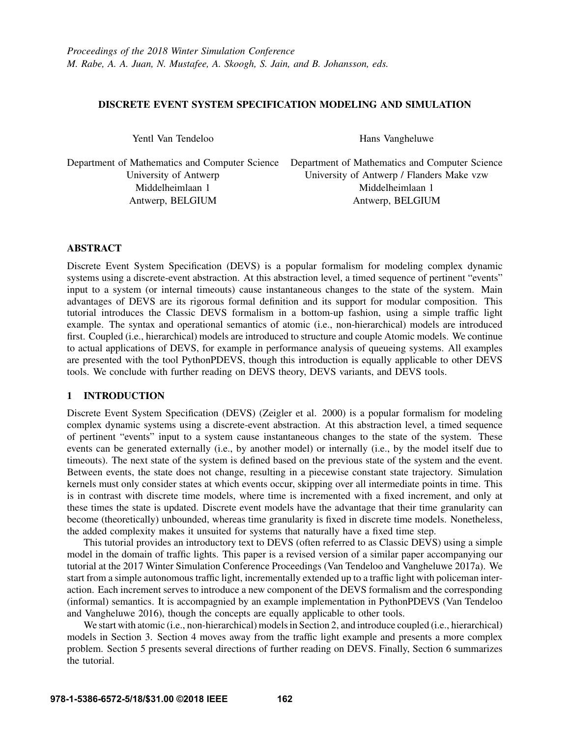*Proceedings of the 2018 Winter Simulation Conference*
*M. Rabe, A. A. Juan, N. Mustafee, A. Skoogh, S. Jain, and B. Johansson, eds.*

# DISCRETE EVENT SYSTEM SPECIFICATION MODELING AND SIMULATION

Yentl Van Tendeloo
Department of Mathematics and Computer Science
University of Antwerp
Middelheimlaan 1
Antwerp, BELGIUM

Hans Vangheluwe
Department of Mathematics and Computer Science
University of Antwerp / Flanders Make vzw
Middelheimlaan 1
Antwerp, BELGIUM

## ABSTRACT

Discrete Event System Specification (DEVS) is a popular formalism for modeling complex dynamic systems using a discrete-event abstraction. At this abstraction level, a timed sequence of pertinent "events" input to a system (or internal timeouts) cause instantaneous changes to the state of the system. Main advantages of DEVS are its rigorous formal definition and its support for modular composition. This tutorial introduces the Classic DEVS formalism in a bottom-up fashion, using a simple traffic light example. The syntax and operational semantics of atomic (i.e., non-hierarchical) models are introduced first. Coupled (i.e., hierarchical) models are introduced to structure and couple Atomic models. We continue to actual applications of DEVS, for example in performance analysis of queueing systems. All examples are presented with the tool PythonPDEVS, though this introduction is equally applicable to other DEVS tools. We conclude with further reading on DEVS theory, DEVS variants, and DEVS tools.

## 1 INTRODUCTION

Discrete Event System Specification (DEVS) (Zeigler et al. 2000) is a popular formalism for modeling complex dynamic systems using a discrete-event abstraction. At this abstraction level, a timed sequence of pertinent "events" input to a system cause instantaneous changes to the state of the system. These events can be generated externally (i.e., by another model) or internally (i.e., by the model itself due to timeouts). The next state of the system is defined based on the previous state of the system and the event. Between events, the state does not change, resulting in a piecewise constant state trajectory. Simulation kernels must only consider states at which events occur, skipping over all intermediate points in time. This is in contrast with discrete time models, where time is incremented with a fixed increment, and only at these times the state is updated. Discrete event models have the advantage that their time granularity can become (theoretically) unbounded, whereas time granularity is fixed in discrete time models. Nonetheless, the added complexity makes it unsuited for systems that naturally have a fixed time step.

This tutorial provides an introductory text to DEVS (often referred to as Classic DEVS) using a simple model in the domain of traffic lights. This paper is a revised version of a similar paper accompanying our tutorial at the 2017 Winter Simulation Conference Proceedings (Van Tendeloo and Vangheluwe 2017a). We start from a simple autonomous traffic light, incrementally extended up to a traffic light with policeman interaction. Each increment serves to introduce a new component of the DEVS formalism and the corresponding (informal) semantics. It is accompagnied by an example implementation in PythonPDEVS (Van Tendeloo and Vangheluwe 2016), though the concepts are equally applicable to other tools.

We start with atomic (i.e., non-hierarchical) models in Section 2, and introduce coupled (i.e., hierarchical) models in Section 3. Section 4 moves away from the traffic light example and presents a more complex problem. Section 5 presents several directions of further reading on DEVS. Finally, Section 6 summarizes the tutorial.

978-1-5386-6572-5/18/$31.00 ©2018 IEEE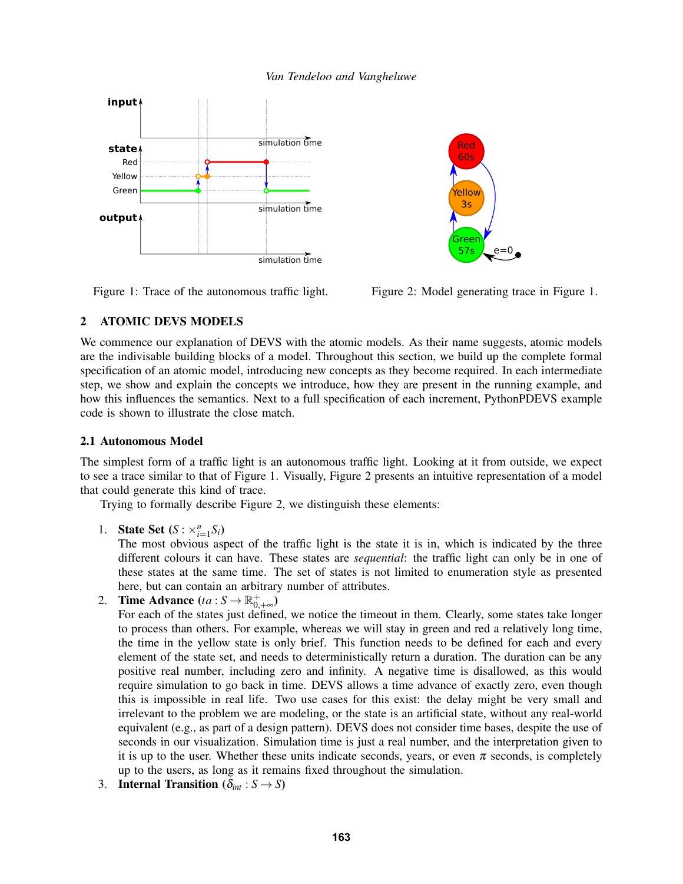Figure 1: Trace of the autonomous traffic light.

Figure 2: Model generating trace in Figure 1.

## 2 ATOMIC DEVS MODELS

We commence our explanation of DEVS with the atomic models. As their name suggests, atomic models are the indivisable building blocks of a model. Throughout this section, we build up the complete formal specification of an atomic model, introducing new concepts as they become required. In each intermediate step, we show and explain the concepts we introduce, how they are present in the running example, and how this influences the semantics. Next to a full specification of each increment, PythonPDEVS example code is shown to illustrate the close match.

### 2.1 Autonomous Model

The simplest form of a traffic light is an autonomous traffic light. Looking at it from outside, we expect to see a trace similar to that of Figure 1. Visually, Figure 2 presents an intuitive representation of a model that could generate this kind of trace.

Trying to formally describe Figure 2, we distinguish these elements:

1. **State Set** ($S : \times_{i=1}^{n} S_i$)
   The most obvious aspect of the traffic light is the state it is in, which is indicated by the three different colours it can have. These states are *sequential*: the traffic light can only be in one of these states at the same time. The set of states is not limited to enumeration style as presented here, but can contain an arbitrary number of attributes.
2. **Time Advance** ($ta : S \rightarrow \mathbb{R}^{+}_{0,+\infty}$)
   For each of the states just defined, we notice the timeout in them. Clearly, some states take longer to process than others. For example, whereas we will stay in green and red a relatively long time, the time in the yellow state is only brief. This function needs to be defined for each and every element of the state set, and needs to deterministically return a duration. The duration can be any positive real number, including zero and infinity. A negative time is disallowed, as this would require simulation to go back in time. DEVS allows a time advance of exactly zero, even though this is impossible in real life. Two use cases for this exist: the delay might be very small and irrelevant to the problem we are modeling, or the state is an artificial state, without any real-world equivalent (e.g., as part of a design pattern). DEVS does not consider time bases, despite the use of seconds in our visualization. Simulation time is just a real number, and the interpretation given to it is up to the user. Whether these units indicate seconds, years, or even $\pi$ seconds, is completely up to the users, as long as it remains fixed throughout the simulation.
3. **Internal Transition** ($\delta_{int} : S \rightarrow S$)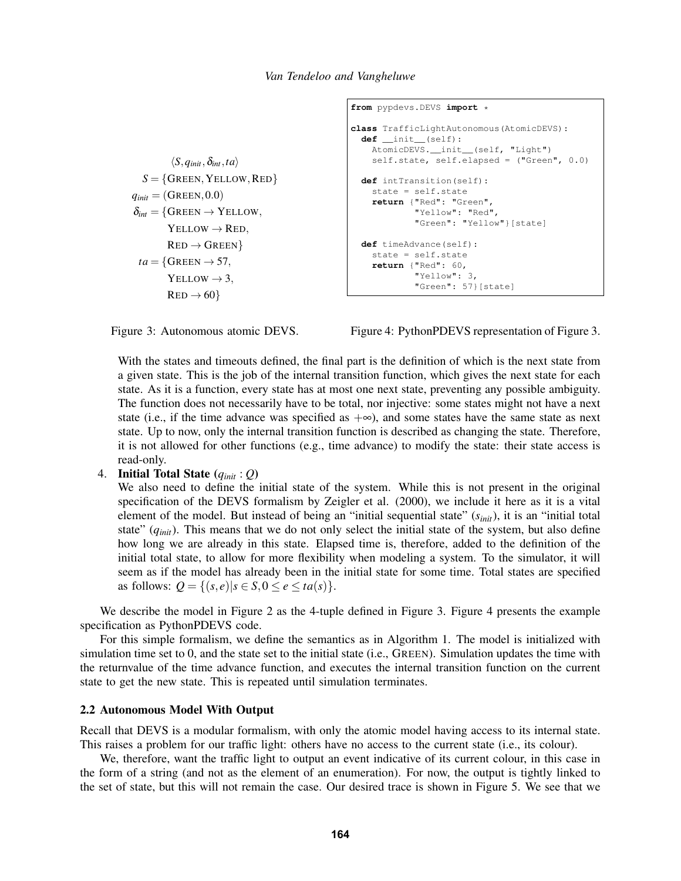$$
\begin{aligned}
&\langle S, q_{init}, \delta_{int}, ta \rangle \\
S &= \{\text{GREEN}, \text{YELLOW}, \text{RED}\} \\
q_{init} &= (\text{GREEN}, 0.0) \\
\delta_{int} &= \{\text{GREEN} \rightarrow \text{YELLOW}, \\
&\quad \text{YELLOW} \rightarrow \text{RED}, \\
&\quad \text{RED} \rightarrow \text{GREEN}\} \\
ta &= \{\text{GREEN} \rightarrow 57, \\
&\quad \text{YELLOW} \rightarrow 3, \\
&\quad \text{RED} \rightarrow 60\}
\end{aligned}
$$

Figure 3: Autonomous atomic DEVS.

```
from pypdevs.DEVS import *

class TrafficLightAutonomous(AtomicDEVS):
  def __init__(self):
    AtomicDEVS.__init__(self, "Light")
    self.state, self.elapsed = ("Green", 0.0)

  def intTransition(self):
    state = self.state
    return {"Red": "Green",
            "Yellow": "Red",
            "Green": "Yellow"}[state]

  def timeAdvance(self):
    state = self.state
    return {"Red": 60,
            "Yellow": 3,
            "Green": 57}[state]
```

Figure 4: PythonPDEVS representation of Figure 3.

With the states and timeouts defined, the final part is the definition of which is the next state from a given state. This is the job of the internal transition function, which gives the next state for each state. As it is a function, every state has at most one next state, preventing any possible ambiguity. The function does not necessarily have to be total, nor injective: some states might not have a next state (i.e., if the time advance was specified as $+\infty$), and some states have the same state as next state. Up to now, only the internal transition function is described as changing the state. Therefore, it is not allowed for other functions (e.g., time advance) to modify the state: their state access is read-only.

4. **Initial Total State ($q_{init} : Q$)**
   We also need to define the initial state of the system. While this is not present in the original specification of the DEVS formalism by Zeigler et al. (2000), we include it here as it is a vital element of the model. But instead of being an "initial sequential state" ($s_{init}$), it is an "initial total state" ($q_{init}$). This means that we do not only select the initial state of the system, but also define how long we are already in this state. Elapsed time is, therefore, added to the definition of the initial total state, to allow for more flexibility when modeling a system. To the simulator, it will seem as if the model has already been in the initial state for some time. Total states are specified as follows: $Q = \{(s, e) | s \in S, 0 \leq e \leq ta(s)\}$.

We describe the model in Figure 2 as the 4-tuple defined in Figure 3. Figure 4 presents the example specification as PythonPDEVS code.

For this simple formalism, we define the semantics as in Algorithm 1. The model is initialized with simulation time set to 0, and the state set to the initial state (i.e., GREEN). Simulation updates the time with the returnvalue of the time advance function, and executes the internal transition function on the current state to get the new state. This is repeated until simulation terminates.

### 2.2 Autonomous Model With Output

Recall that DEVS is a modular formalism, with only the atomic model having access to its internal state. This raises a problem for our traffic light: others have no access to the current state (i.e., its colour).

We, therefore, want the traffic light to output an event indicative of its current colour, in this case in the form of a string (and not as the element of an enumeration). For now, the output is tightly linked to the set of state, but this will not remain the case. Our desired trace is shown in Figure 5. We see that we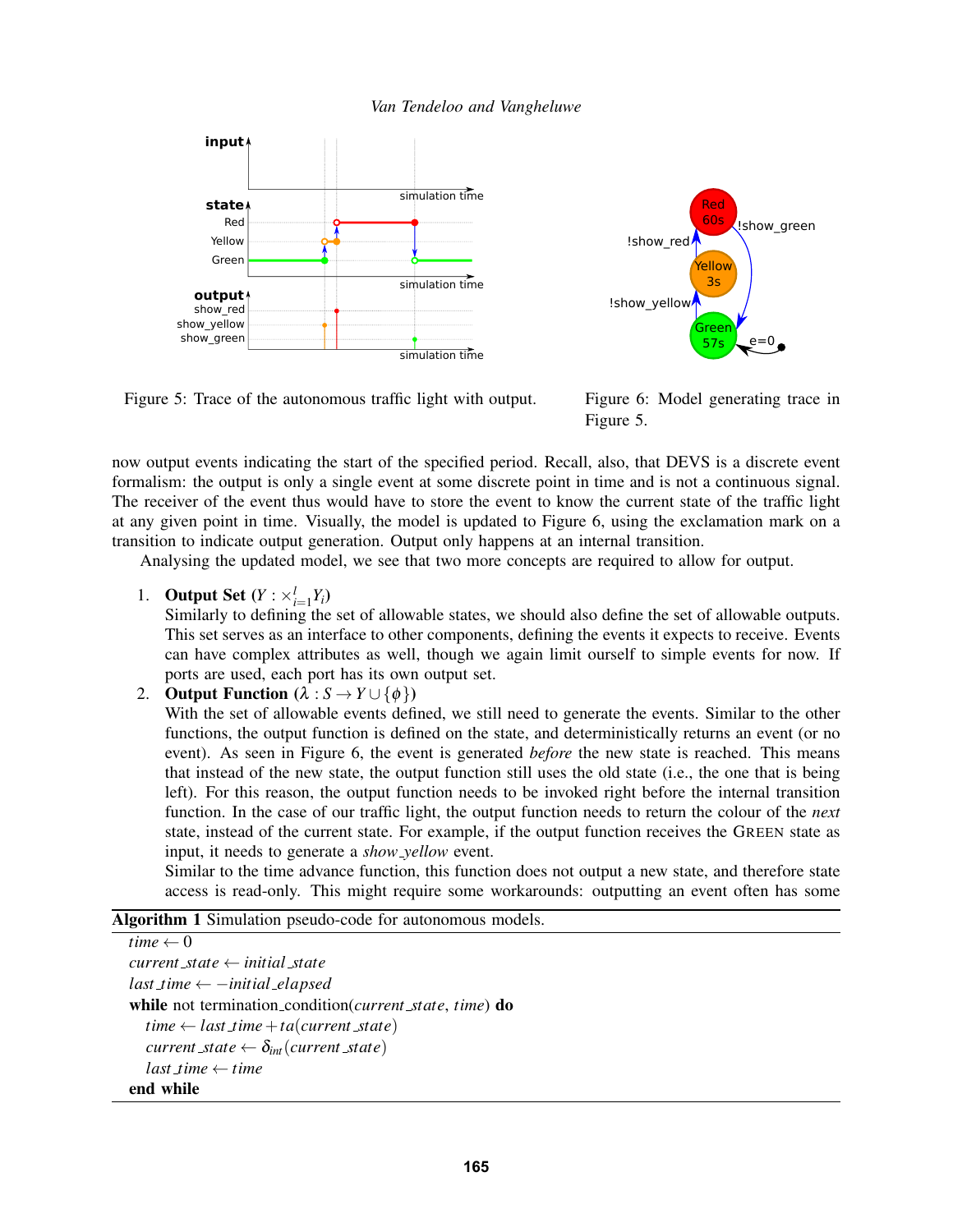Figure 5: Trace of the autonomous traffic light with output.

Figure 6: Model generating trace in Figure 5.

now output events indicating the start of the specified period. Recall, also, that DEVS is a discrete event formalism: the output is only a single event at some discrete point in time and is not a continuous signal. The receiver of the event thus would have to store the event to know the current state of the traffic light at any given point in time. Visually, the model is updated to Figure 6, using the exclamation mark on a transition to indicate output generation. Output only happens at an internal transition.

Analysing the updated model, we see that two more concepts are required to allow for output.

1. **Output Set** ($Y : \times_{i=1}^{l} Y_i$)
   Similarly to defining the set of allowable states, we should also define the set of allowable outputs. This set serves as an interface to other components, defining the events it expects to receive. Events can have complex attributes as well, though we again limit ourself to simple events for now. If ports are used, each port has its own output set.
2. **Output Function** ($\lambda : S \rightarrow Y \cup \{\phi\}$)
   With the set of allowable events defined, we still need to generate the events. Similar to the other functions, the output function is defined on the state, and deterministically returns an event (or no event). As seen in Figure 6, the event is generated *before* the new state is reached. This means that instead of the new state, the output function still uses the old state (i.e., the one that is being left). For this reason, the output function needs to be invoked right before the internal transition function. In the case of our traffic light, the output function needs to return the colour of the *next* state, instead of the current state. For example, if the output function receives the GREEN state as input, it needs to generate a *show_yellow* event.
   Similar to the time advance function, this function does not output a new state, and therefore state access is read-only. This might require some workarounds: outputting an event often has some

**Algorithm 1** Simulation pseudo-code for autonomous models.

$time \leftarrow 0$
$current\_state \leftarrow initial\_state$
$last\_time \leftarrow -initial\_elapsed$
**while** not termination_condition($current\_state$, $time$) **do**
  $time \leftarrow last\_time + ta(current\_state)$
  $current\_state \leftarrow \delta_{int}(current\_state)$
  $last\_time \leftarrow time$
**end while**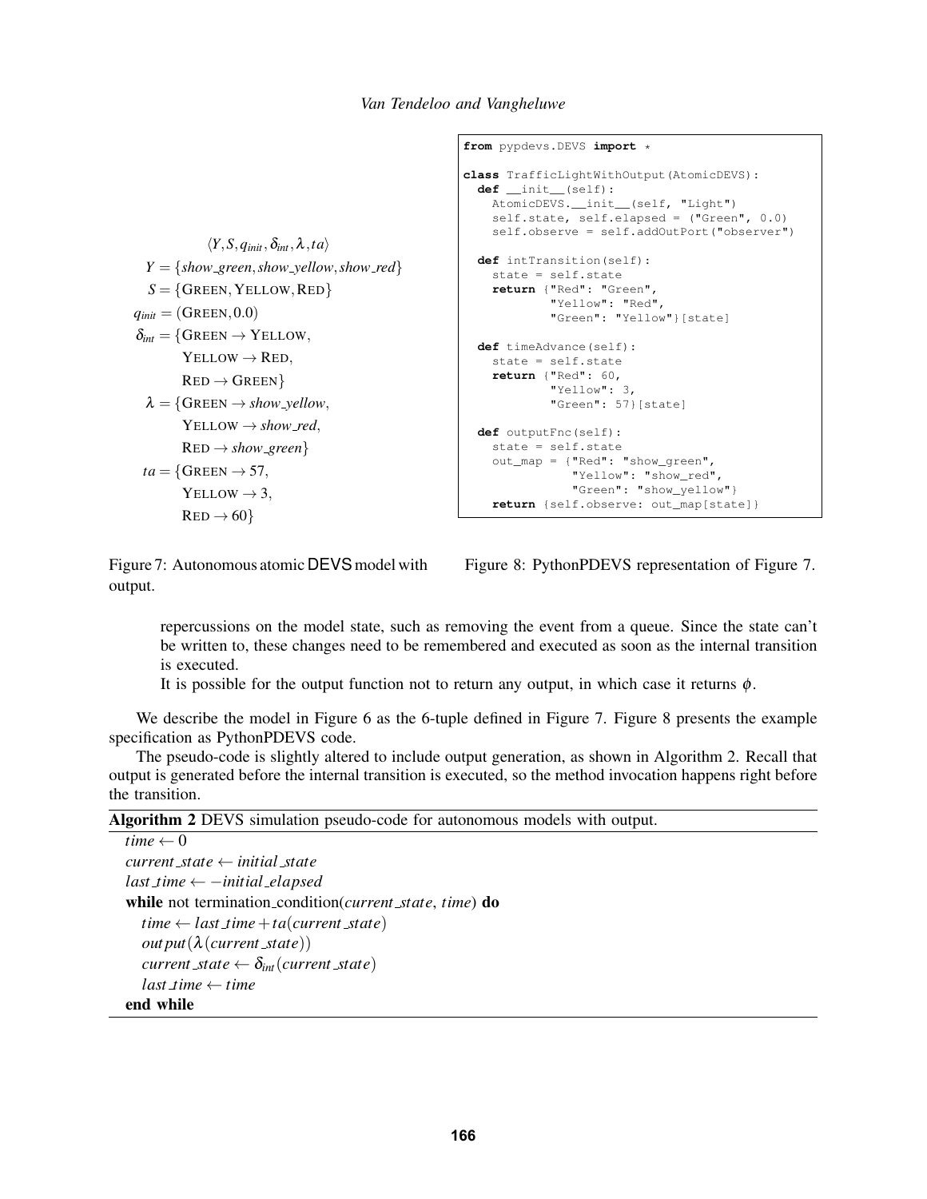$$
\begin{aligned}
&\langle Y, S, q_{init}, \delta_{int}, \lambda, ta \rangle \\
Y &= \{show\_green, show\_yellow, show\_red\} \\
S &= \{\text{GREEN}, \text{YELLOW}, \text{RED}\} \\
q_{init} &= (\text{GREEN}, 0.0) \\
\delta_{int} &= \{\text{GREEN} \rightarrow \text{YELLOW}, \\
&\quad \text{YELLOW} \rightarrow \text{RED}, \\
&\quad \text{RED} \rightarrow \text{GREEN}\} \\
\lambda &= \{\text{GREEN} \rightarrow show\_yellow, \\
&\quad \text{YELLOW} \rightarrow show\_red, \\
&\quad \text{RED} \rightarrow show\_green\} \\
ta &= \{\text{GREEN} \rightarrow 57, \\
&\quad \text{YELLOW} \rightarrow 3, \\
&\quad \text{RED} \rightarrow 60\}
\end{aligned}
$$

Figure 7: Autonomous atomic DEVS model with output.

```
from pypdevs.DEVS import *

class TrafficLightWithOutput(AtomicDEVS):
  def __init__(self):
    AtomicDEVS.__init__(self, "Light")
    self.state, self.elapsed = ("Green", 0.0)
    self.observe = self.addOutPort("observer")

  def intTransition(self):
    state = self.state
    return {"Red": "Green",
            "Yellow": "Red",
            "Green": "Yellow"}[state]

  def timeAdvance(self):
    state = self.state
    return {"Red": 60,
            "Yellow": 3,
            "Green": 57}[state]

  def outputFnc(self):
    state = self.state
    out_map = {"Red": "show_green",
               "Yellow": "show_red",
               "Green": "show_yellow"}
    return {self.observe: out_map[state]}
```

Figure 8: PythonPDEVS representation of Figure 7.

repercussions on the model state, such as removing the event from a queue. Since the state can't be written to, these changes need to be remembered and executed as soon as the internal transition is executed.

It is possible for the output function not to return any output, in which case it returns $\phi$.

We describe the model in Figure 6 as the 6-tuple defined in Figure 7. Figure 8 presents the example specification as PythonPDEVS code.

The pseudo-code is slightly altered to include output generation, as shown in Algorithm 2. Recall that output is generated before the internal transition is executed, so the method invocation happens right before the transition.

**Algorithm 2** DEVS simulation pseudo-code for autonomous models with output.

$time \leftarrow 0$
$current\_state \leftarrow initial\_state$
$last\_time \leftarrow -initial\_elapsed$
**while** not termination_condition($current\_state$, $time$) **do**
  $time \leftarrow last\_time + ta(current\_state)$
  $output(\lambda(current\_state))$
  $current\_state \leftarrow \delta_{int}(current\_state)$
  $last\_time \leftarrow time$
**end while**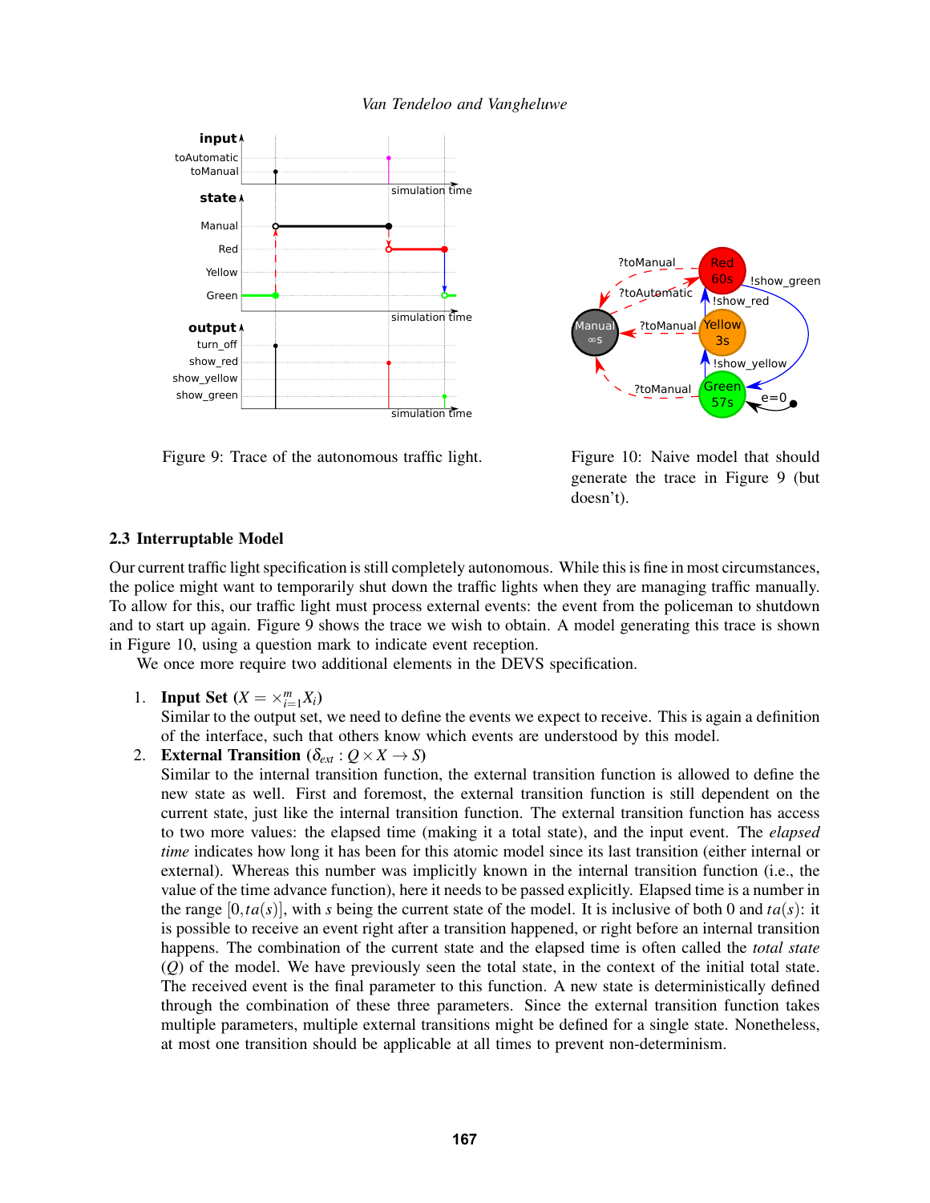Figure 9: Trace of the autonomous traffic light.

Figure 10: Naive model that should generate the trace in Figure 9 (but doesn't).

### 2.3 Interruptable Model

Our current traffic light specification is still completely autonomous. While this is fine in most circumstances, the police might want to temporarily shut down the traffic lights when they are managing traffic manually. To allow for this, our traffic light must process external events: the event from the policeman to shutdown and to start up again. Figure 9 shows the trace we wish to obtain. A model generating this trace is shown in Figure 10, using a question mark to indicate event reception.

We once more require two additional elements in the DEVS specification.

1. **Input Set** ($X = \times_{i=1}^{m} X_i$)
   Similar to the output set, we need to define the events we expect to receive. This is again a definition of the interface, such that others know which events are understood by this model.
2. **External Transition** ($\delta_{ext} : Q \times X \rightarrow S$)
   Similar to the internal transition function, the external transition function is allowed to define the new state as well. First and foremost, the external transition function is still dependent on the current state, just like the internal transition function. The external transition function has access to two more values: the elapsed time (making it a total state), and the input event. The *elapsed time* indicates how long it has been for this atomic model since its last transition (either internal or external). Whereas this number was implicitly known in the internal transition function (i.e., the value of the time advance function), here it needs to be passed explicitly. Elapsed time is a number in the range $[0, ta(s)]$, with $s$ being the current state of the model. It is inclusive of both 0 and $ta(s)$: it is possible to receive an event right after a transition happened, or right before an internal transition happens. The combination of the current state and the elapsed time is often called the *total state* ($Q$) of the model. We have previously seen the total state, in the context of the initial total state. The received event is the final parameter to this function. A new state is deterministically defined through the combination of these three parameters. Since the external transition function takes multiple parameters, multiple external transitions might be defined for a single state. Nonetheless, at most one transition should be applicable at all times to prevent non-determinism.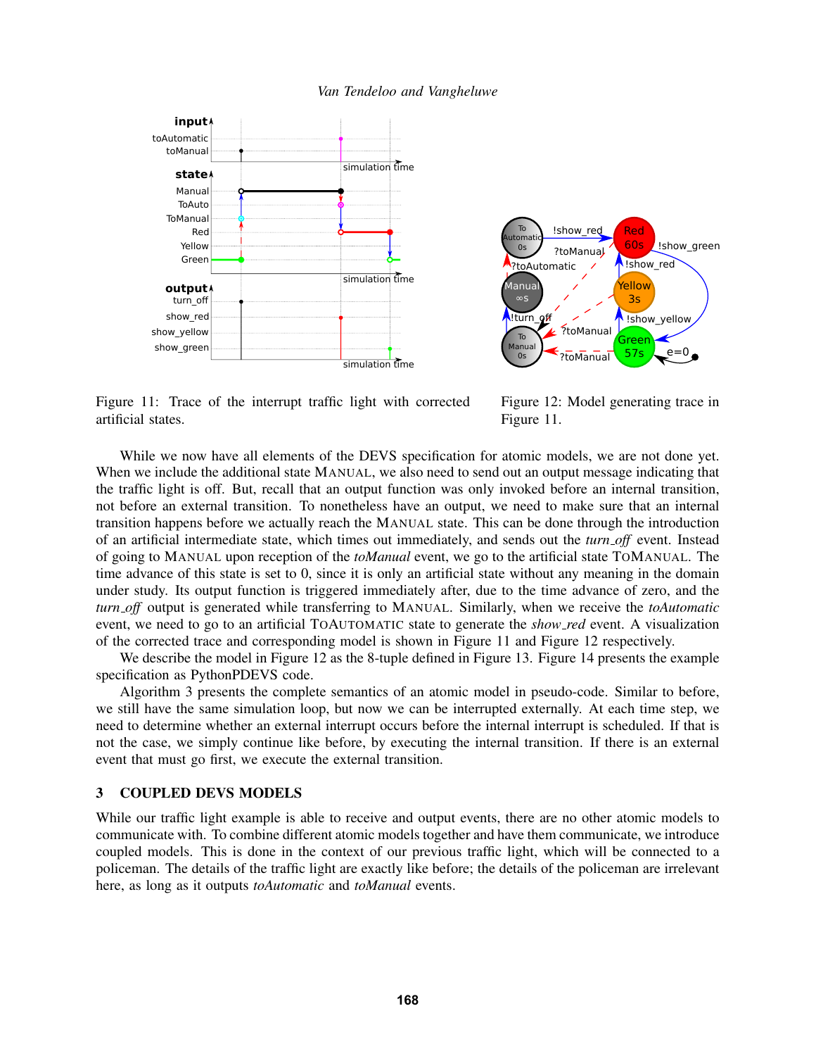Figure 11: Trace of the interrupt traffic light with corrected artificial states.

Figure 12: Model generating trace in Figure 11.

While we now have all elements of the DEVS specification for atomic models, we are not done yet. When we include the additional state MANUAL, we also need to send out an output message indicating that the traffic light is off. But, recall that an output function was only invoked before an internal transition, not before an external transition. To nonetheless have an output, we need to make sure that an internal transition happens before we actually reach the MANUAL state. This can be done through the introduction of an artificial intermediate state, which times out immediately, and sends out the *turn_off* event. Instead of going to MANUAL upon reception of the *toManual* event, we go to the artificial state TOMANUAL. The time advance of this state is set to 0, since it is only an artificial state without any meaning in the domain under study. Its output function is triggered immediately after, due to the time advance of zero, and the *turn_off* output is generated while transferring to MANUAL. Similarly, when we receive the *toAutomatic* event, we need to go to an artificial TOAUTOMATIC state to generate the *show_red* event. A visualization of the corrected trace and corresponding model is shown in Figure 11 and Figure 12 respectively.

We describe the model in Figure 12 as the 8-tuple defined in Figure 13. Figure 14 presents the example specification as PythonPDEVS code.

Algorithm 3 presents the complete semantics of an atomic model in pseudo-code. Similar to before, we still have the same simulation loop, but now we can be interrupted externally. At each time step, we need to determine whether an external interrupt occurs before the internal interrupt is scheduled. If that is not the case, we simply continue like before, by executing the internal transition. If there is an external event that must go first, we execute the external transition.

## 3 COUPLED DEVS MODELS

While our traffic light example is able to receive and output events, there are no other atomic models to communicate with. To combine different atomic models together and have them communicate, we introduce coupled models. This is done in the context of our previous traffic light, which will be connected to a policeman. The details of the traffic light are exactly like before; the details of the policeman are irrelevant here, as long as it outputs *toAutomatic* and *toManual* events.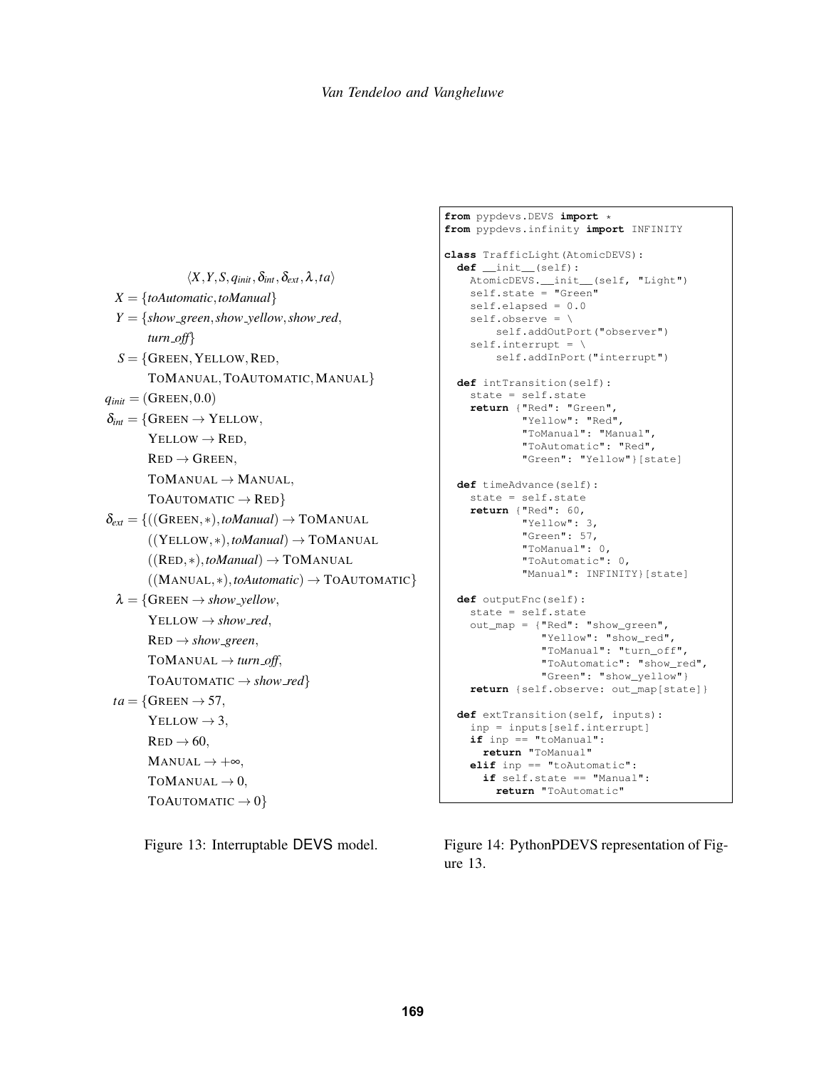$$
\begin{aligned}
&\langle X, Y, S, q_{init}, \delta_{int}, \delta_{ext}, \lambda, ta \rangle \\
X &= \{\textit{toAutomatic}, \textit{toManual}\} \\
Y &= \{\textit{show\_green}, \textit{show\_yellow}, \textit{show\_red}, \\
&\quad \textit{turn\_off}\} \\
S &= \{\text{GREEN}, \text{YELLOW}, \text{RED}, \\
&\quad \text{TOMANUAL}, \text{TOAUTOMATIC}, \text{MANUAL}\} \\
q_{init} &= (\text{GREEN}, 0.0) \\
\delta_{int} &= \{\text{GREEN} \rightarrow \text{YELLOW}, \\
&\quad \text{YELLOW} \rightarrow \text{RED}, \\
&\quad \text{RED} \rightarrow \text{GREEN}, \\
&\quad \text{TOMANUAL} \rightarrow \text{MANUAL}, \\
&\quad \text{TOAUTOMATIC} \rightarrow \text{RED}\} \\
\delta_{ext} &= \{((\text{GREEN}, *), \textit{toManual}) \rightarrow \text{TOMANUAL} \\
&\quad ((\text{YELLOW}, *), \textit{toManual}) \rightarrow \text{TOMANUAL} \\
&\quad ((\text{RED}, *), \textit{toManual}) \rightarrow \text{TOMANUAL} \\
&\quad ((\text{MANUAL}, *), \textit{toAutomatic}) \rightarrow \text{TOAUTOMATIC}\} \\
\lambda &= \{\text{GREEN} \rightarrow \textit{show\_yellow}, \\
&\quad \text{YELLOW} \rightarrow \textit{show\_red}, \\
&\quad \text{RED} \rightarrow \textit{show\_green}, \\
&\quad \text{TOMANUAL} \rightarrow \textit{turn\_off}, \\
&\quad \text{TOAUTOMATIC} \rightarrow \textit{show\_red}\} \\
ta &= \{\text{GREEN} \rightarrow 57, \\
&\quad \text{YELLOW} \rightarrow 3, \\
&\quad \text{RED} \rightarrow 60, \\
&\quad \text{MANUAL} \rightarrow +\infty, \\
&\quad \text{TOMANUAL} \rightarrow 0, \\
&\quad \text{TOAUTOMATIC} \rightarrow 0\}
\end{aligned}
$$

Figure 13: Interruptable DEVS model.

```
from pypdevs.DEVS import *
from pypdevs.infinity import INFINITY

class TrafficLight(AtomicDEVS):
  def __init__(self):
    AtomicDEVS.__init__(self, "Light")
    self.state = "Green"
    self.elapsed = 0.0
    self.observe = \
        self.addOutPort("observer")
    self.interrupt = \
        self.addInPort("interrupt")

  def intTransition(self):
    state = self.state
    return {"Red": "Green",
            "Yellow": "Red",
            "ToManual": "Manual",
            "ToAutomatic": "Red",
            "Green": "Yellow"}[state]

  def timeAdvance(self):
    state = self.state
    return {"Red": 60,
            "Yellow": 3,
            "Green": 57,
            "ToManual": 0,
            "ToAutomatic": 0,
            "Manual": INFINITY}[state]

  def outputFnc(self):
    state = self.state
    out_map = {"Red": "show_green",
               "Yellow": "show_red",
               "ToManual": "turn_off",
               "ToAutomatic": "show_red",
               "Green": "show_yellow"}
    return {self.observe: out_map[state]}

  def extTransition(self, inputs):
    inp = inputs[self.interrupt]
    if inp == "toManual":
      return "ToManual"
    elif inp == "toAutomatic":
      if self.state == "Manual":
        return "ToAutomatic"
```

Figure 14: PythonPDEVS representation of Figure 13.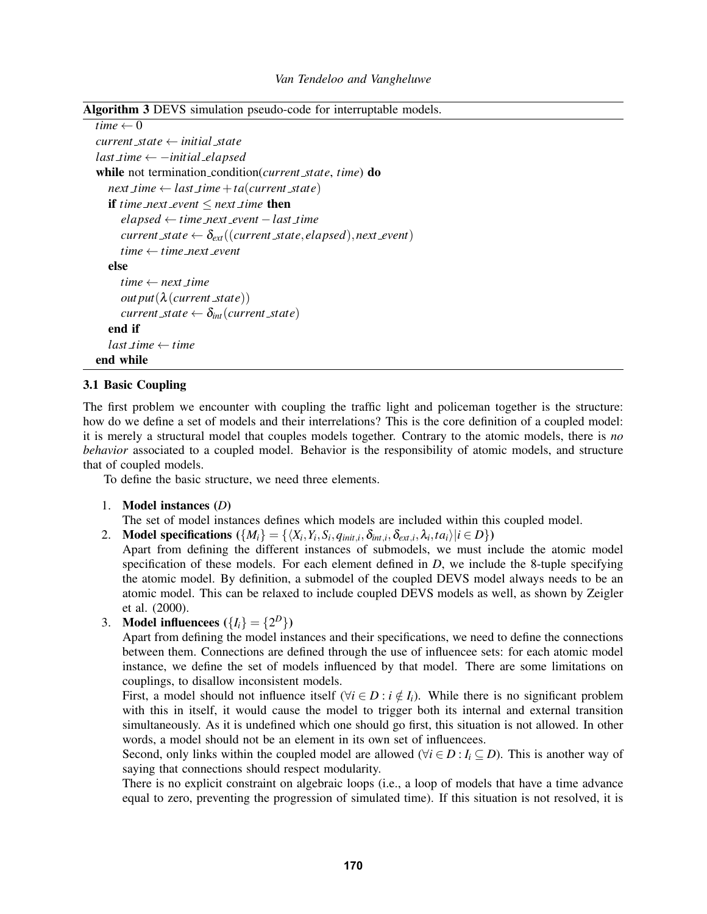**Algorithm 3** DEVS simulation pseudo-code for interruptable models.

```
time ← 0
current_state ← initial_state
last_time ← −initial_elapsed
while not termination_condition(current_state, time) do
    next_time ← last_time + ta(current_state)
    if time_next_event ≤ next_time then
        elapsed ← time_next_event − last_time
        current_state ← δ_ext((current_state, elapsed), next_event)
        time ← time_next_event
    else
        time ← next_time
        output(λ(current_state))
        current_state ← δ_int(current_state)
    end if
    last_time ← time
end while
```

### 3.1 Basic Coupling

The first problem we encounter with coupling the traffic light and policeman together is the structure: how do we define a set of models and their interrelations? This is the core definition of a coupled model: it is merely a structural model that couples models together. Contrary to the atomic models, there is *no behavior* associated to a coupled model. Behavior is the responsibility of atomic models, and structure that of coupled models.

To define the basic structure, we need three elements.

1. **Model instances ($D$)**
   The set of model instances defines which models are included within this coupled model.
2. **Model specifications ($\{M_i\} = \{\langle X_i, Y_i, S_i, q_{init,i}, \delta_{int,i}, \delta_{ext,i}, \lambda_i, ta_i \rangle | i \in D\}$)**
   Apart from defining the different instances of submodels, we must include the atomic model specification of these models. For each element defined in $D$, we include the 8-tuple specifying the atomic model. By definition, a submodel of the coupled DEVS model always needs to be an atomic model. This can be relaxed to include coupled DEVS models as well, as shown by Zeigler et al. (2000).
3. **Model influencees ($\{I_i\} = \{2^D\}$)**
   Apart from defining the model instances and their specifications, we need to define the connections between them. Connections are defined through the use of influencee sets: for each atomic model instance, we define the set of models influenced by that model. There are some limitations on couplings, to disallow inconsistent models.
   First, a model should not influence itself ($\forall i \in D : i \notin I_i$). While there is no significant problem with this in itself, it would cause the model to trigger both its internal and external transition simultaneously. As it is undefined which one should go first, this situation is not allowed. In other words, a model should not be an element in its own set of influencees.
   Second, only links within the coupled model are allowed ($\forall i \in D : I_i \subseteq D$). This is another way of saying that connections should respect modularity.
   There is no explicit constraint on algebraic loops (i.e., a loop of models that have a time advance equal to zero, preventing the progression of simulated time). If this situation is not resolved, it is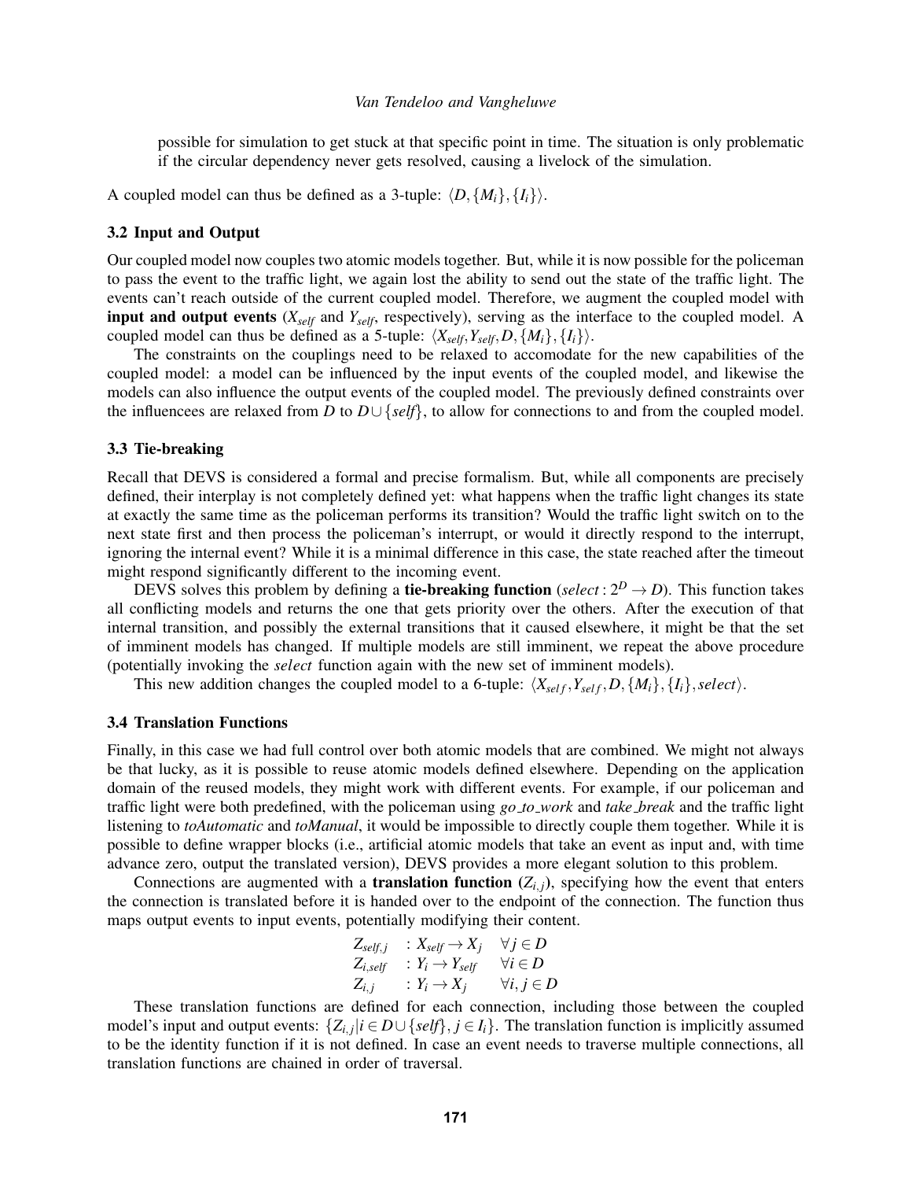possible for simulation to get stuck at that specific point in time. The situation is only problematic if the circular dependency never gets resolved, causing a livelock of the simulation.

A coupled model can thus be defined as a 3-tuple: $\langle D, \{M_i\}, \{I_i\} \rangle$.

### 3.2 Input and Output

Our coupled model now couples two atomic models together. But, while it is now possible for the policeman to pass the event to the traffic light, we again lost the ability to send out the state of the traffic light. The events can't reach outside of the current coupled model. Therefore, we augment the coupled model with **input and output events** ($X_{self}$ and $Y_{self}$, respectively), serving as the interface to the coupled model. A coupled model can thus be defined as a 5-tuple: $\langle X_{self}, Y_{self}, D, \{M_i\}, \{I_i\} \rangle$.

The constraints on the couplings need to be relaxed to accomodate for the new capabilities of the coupled model: a model can be influenced by the input events of the coupled model, and likewise the models can also influence the output events of the coupled model. The previously defined constraints over the influencees are relaxed from $D$ to $D \cup \{self\}$, to allow for connections to and from the coupled model.

### 3.3 Tie-breaking

Recall that DEVS is considered a formal and precise formalism. But, while all components are precisely defined, their interplay is not completely defined yet: what happens when the traffic light changes its state at exactly the same time as the policeman performs its transition? Would the traffic light switch on to the next state first and then process the policeman's interrupt, or would it directly respond to the interrupt, ignoring the internal event? While it is a minimal difference in this case, the state reached after the timeout might respond significantly different to the incoming event.

DEVS solves this problem by defining a **tie-breaking function** ($select : 2^D \rightarrow D$). This function takes all conflicting models and returns the one that gets priority over the others. After the execution of that internal transition, and possibly the external transitions that it caused elsewhere, it might be that the set of imminent models has changed. If multiple models are still imminent, we repeat the above procedure (potentially invoking the *select* function again with the new set of imminent models).

This new addition changes the coupled model to a 6-tuple: $\langle X_{self}, Y_{self}, D, \{M_i\}, \{I_i\}, select \rangle$.

### 3.4 Translation Functions

Finally, in this case we had full control over both atomic models that are combined. We might not always be that lucky, as it is possible to reuse atomic models defined elsewhere. Depending on the application domain of the reused models, they might work with different events. For example, if our policeman and traffic light were both predefined, with the policeman using *go_to_work* and *take_break* and the traffic light listening to *toAutomatic* and *toManual*, it would be impossible to directly couple them together. While it is possible to define wrapper blocks (i.e., artificial atomic models that take an event as input and, with time advance zero, output the translated version), DEVS provides a more elegant solution to this problem.

Connections are augmented with a **translation function** ($Z_{i,j}$), specifying how the event that enters the connection is translated before it is handed over to the endpoint of the connection. The function thus maps output events to input events, potentially modifying their content.

$$
\begin{aligned}
Z_{self,j} &: X_{self} \rightarrow X_j \quad \forall j \in D \\
Z_{i,self} &: Y_i \rightarrow Y_{self} \quad \forall i \in D \\
Z_{i,j} &: Y_i \rightarrow X_j \quad \forall i,j \in D
\end{aligned}
$$

These translation functions are defined for each connection, including those between the coupled model's input and output events: $\{Z_{i,j} | i \in D \cup \{self\}, j \in I_i\}$. The translation function is implicitly assumed to be the identity function if it is not defined. In case an event needs to traverse multiple connections, all translation functions are chained in order of traversal.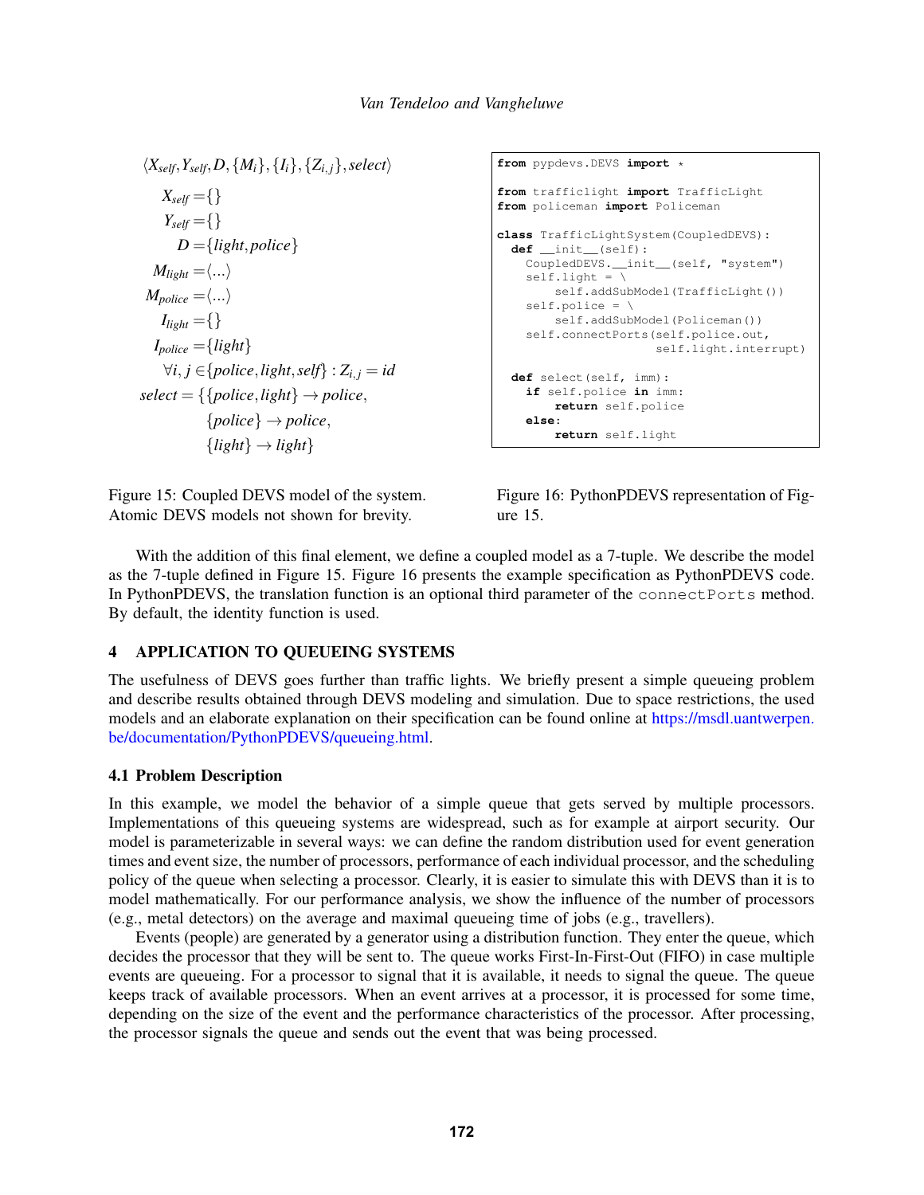$$\langle X_{self}, Y_{self}, D, \{M_i\}, \{I_i\}, \{Z_{i,j}\}, select \rangle$$

$$X_{self} = \{\}$$

$$Y_{self} = \{\}$$

$$D = \{light, police\}$$

$$M_{light} = \langle ... \rangle$$

$$M_{police} = \langle ... \rangle$$

$$I_{light} = \{\}$$

$$I_{police} = \{light\}$$

$$\forall i, j \in \{police, light, self\} : Z_{i,j} = id$$

$$select = \{\{police, light\} \rightarrow police, \{police\} \rightarrow police, \{light\} \rightarrow light\}$$

Figure 15: Coupled DEVS model of the system. Atomic DEVS models not shown for brevity.

```
from pypdevs.DEVS import *

from trafficlight import TrafficLight
from policeman import Policeman

class TrafficLightSystem(CoupledDEVS):
  def __init__(self):
    CoupledDEVS.__init__(self, "system")
    self.light = \
        self.addSubModel(TrafficLight())
    self.police = \
        self.addSubModel(Policeman())
    self.connectPorts(self.police.out,
                      self.light.interrupt)

  def select(self, imm):
    if self.police in imm:
        return self.police
    else:
        return self.light
```

Figure 16: PythonPDEVS representation of Figure 15.

With the addition of this final element, we define a coupled model as a 7-tuple. We describe the model as the 7-tuple defined in Figure 15. Figure 16 presents the example specification as PythonPDEVS code. In PythonPDEVS, the translation function is an optional third parameter of the `connectPorts` method. By default, the identity function is used.

## 4 APPLICATION TO QUEUEING SYSTEMS

The usefulness of DEVS goes further than traffic lights. We briefly present a simple queueing problem and describe results obtained through DEVS modeling and simulation. Due to space restrictions, the used models and an elaborate explanation on their specification can be found online at https://msdl.uantwerpen.be/documentation/PythonPDEVS/queueing.html.

### 4.1 Problem Description

In this example, we model the behavior of a simple queue that gets served by multiple processors. Implementations of this queueing systems are widespread, such as for example at airport security. Our model is parameterizable in several ways: we can define the random distribution used for event generation times and event size, the number of processors, performance of each individual processor, and the scheduling policy of the queue when selecting a processor. Clearly, it is easier to simulate this with DEVS than it is to model mathematically. For our performance analysis, we show the influence of the number of processors (e.g., metal detectors) on the average and maximal queueing time of jobs (e.g., travellers).

Events (people) are generated by a generator using a distribution function. They enter the queue, which decides the processor that they will be sent to. The queue works First-In-First-Out (FIFO) in case multiple events are queueing. For a processor to signal that it is available, it needs to signal the queue. The queue keeps track of available processors. When an event arrives at a processor, it is processed for some time, depending on the size of the event and the performance characteristics of the processor. After processing, the processor signals the queue and sends out the event that was being processed.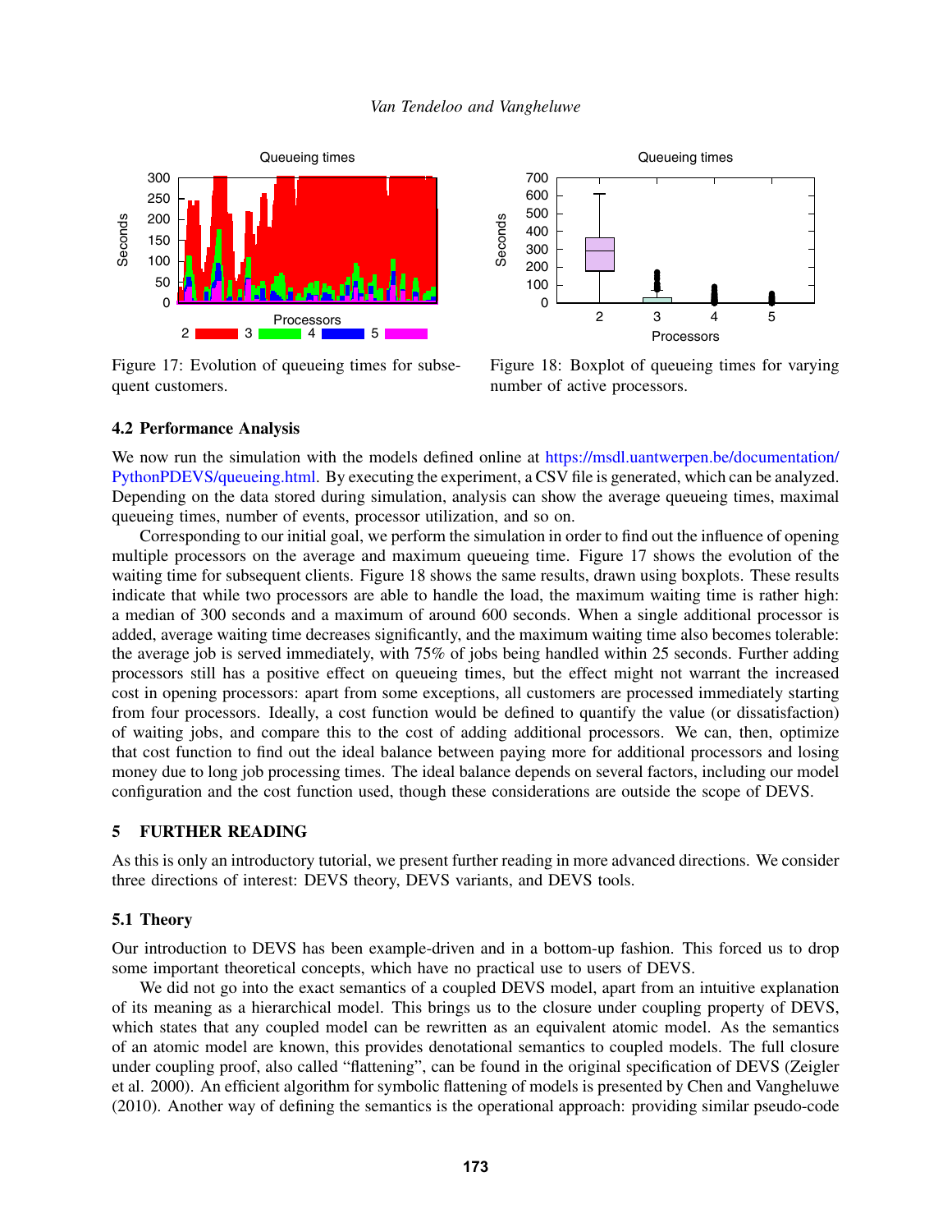Figure 17: Evolution of queueing times for subsequent customers.

Figure 18: Boxplot of queueing times for varying number of active processors.

### 4.2 Performance Analysis

We now run the simulation with the models defined online at https://msdl.uantwerpen.be/documentation/PythonPDEVS/queueing.html. By executing the experiment, a CSV file is generated, which can be analyzed. Depending on the data stored during simulation, analysis can show the average queueing times, maximal queueing times, number of events, processor utilization, and so on.

Corresponding to our initial goal, we perform the simulation in order to find out the influence of opening multiple processors on the average and maximum queueing time. Figure 17 shows the evolution of the waiting time for subsequent clients. Figure 18 shows the same results, drawn using boxplots. These results indicate that while two processors are able to handle the load, the maximum waiting time is rather high: a median of 300 seconds and a maximum of around 600 seconds. When a single additional processor is added, average waiting time decreases significantly, and the maximum waiting time also becomes tolerable: the average job is served immediately, with 75% of jobs being handled within 25 seconds. Further adding processors still has a positive effect on queueing times, but the effect might not warrant the increased cost in opening processors: apart from some exceptions, all customers are processed immediately starting from four processors. Ideally, a cost function would be defined to quantify the value (or dissatisfaction) of waiting jobs, and compare this to the cost of adding additional processors. We can, then, optimize that cost function to find out the ideal balance between paying more for additional processors and losing money due to long job processing times. The ideal balance depends on several factors, including our model configuration and the cost function used, though these considerations are outside the scope of DEVS.

## 5 FURTHER READING

As this is only an introductory tutorial, we present further reading in more advanced directions. We consider three directions of interest: DEVS theory, DEVS variants, and DEVS tools.

### 5.1 Theory

Our introduction to DEVS has been example-driven and in a bottom-up fashion. This forced us to drop some important theoretical concepts, which have no practical use to users of DEVS.

We did not go into the exact semantics of a coupled DEVS model, apart from an intuitive explanation of its meaning as a hierarchical model. This brings us to the closure under coupling property of DEVS, which states that any coupled model can be rewritten as an equivalent atomic model. As the semantics of an atomic model are known, this provides denotational semantics to coupled models. The full closure under coupling proof, also called "flattening", can be found in the original specification of DEVS (Zeigler et al. 2000). An efficient algorithm for symbolic flattening of models is presented by Chen and Vangheluwe (2010). Another way of defining the semantics is the operational approach: providing similar pseudo-code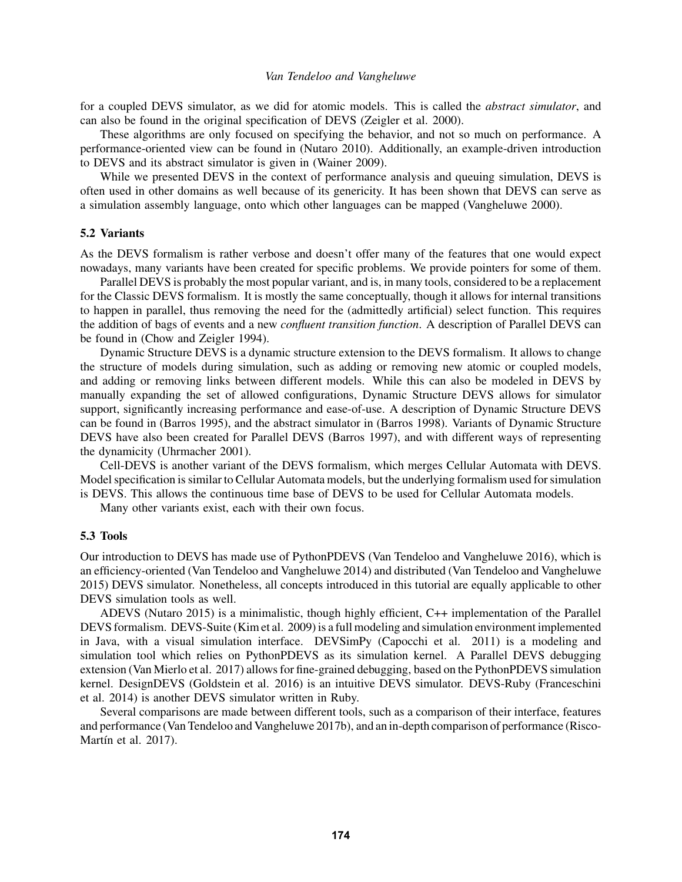for a coupled DEVS simulator, as we did for atomic models. This is called the *abstract simulator*, and can also be found in the original specification of DEVS (Zeigler et al. 2000).

These algorithms are only focused on specifying the behavior, and not so much on performance. A performance-oriented view can be found in (Nutaro 2010). Additionally, an example-driven introduction to DEVS and its abstract simulator is given in (Wainer 2009).

While we presented DEVS in the context of performance analysis and queuing simulation, DEVS is often used in other domains as well because of its genericity. It has been shown that DEVS can serve as a simulation assembly language, onto which other languages can be mapped (Vangheluwe 2000).

### 5.2 Variants

As the DEVS formalism is rather verbose and doesn't offer many of the features that one would expect nowadays, many variants have been created for specific problems. We provide pointers for some of them.

Parallel DEVS is probably the most popular variant, and is, in many tools, considered to be a replacement for the Classic DEVS formalism. It is mostly the same conceptually, though it allows for internal transitions to happen in parallel, thus removing the need for the (admittedly artificial) select function. This requires the addition of bags of events and a new *confluent transition function*. A description of Parallel DEVS can be found in (Chow and Zeigler 1994).

Dynamic Structure DEVS is a dynamic structure extension to the DEVS formalism. It allows to change the structure of models during simulation, such as adding or removing new atomic or coupled models, and adding or removing links between different models. While this can also be modeled in DEVS by manually expanding the set of allowed configurations, Dynamic Structure DEVS allows for simulator support, significantly increasing performance and ease-of-use. A description of Dynamic Structure DEVS can be found in (Barros 1995), and the abstract simulator in (Barros 1998). Variants of Dynamic Structure DEVS have also been created for Parallel DEVS (Barros 1997), and with different ways of representing the dynamicity (Uhrmacher 2001).

Cell-DEVS is another variant of the DEVS formalism, which merges Cellular Automata with DEVS. Model specification is similar to Cellular Automata models, but the underlying formalism used for simulation is DEVS. This allows the continuous time base of DEVS to be used for Cellular Automata models.

Many other variants exist, each with their own focus.

### 5.3 Tools

Our introduction to DEVS has made use of PythonPDEVS (Van Tendeloo and Vangheluwe 2016), which is an efficiency-oriented (Van Tendeloo and Vangheluwe 2014) and distributed (Van Tendeloo and Vangheluwe 2015) DEVS simulator. Nonetheless, all concepts introduced in this tutorial are equally applicable to other DEVS simulation tools as well.

ADEVS (Nutaro 2015) is a minimalistic, though highly efficient, C++ implementation of the Parallel DEVS formalism. DEVS-Suite (Kim et al. 2009) is a full modeling and simulation environment implemented in Java, with a visual simulation interface. DEVSimPy (Capocchi et al. 2011) is a modeling and simulation tool which relies on PythonPDEVS as its simulation kernel. A Parallel DEVS debugging extension (Van Mierlo et al. 2017) allows for fine-grained debugging, based on the PythonPDEVS simulation kernel. DesignDEVS (Goldstein et al. 2016) is an intuitive DEVS simulator. DEVS-Ruby (Franceschini et al. 2014) is another DEVS simulator written in Ruby.

Several comparisons are made between different tools, such as a comparison of their interface, features and performance (Van Tendeloo and Vangheluwe 2017b), and an in-depth comparison of performance (Risco-Martín et al. 2017).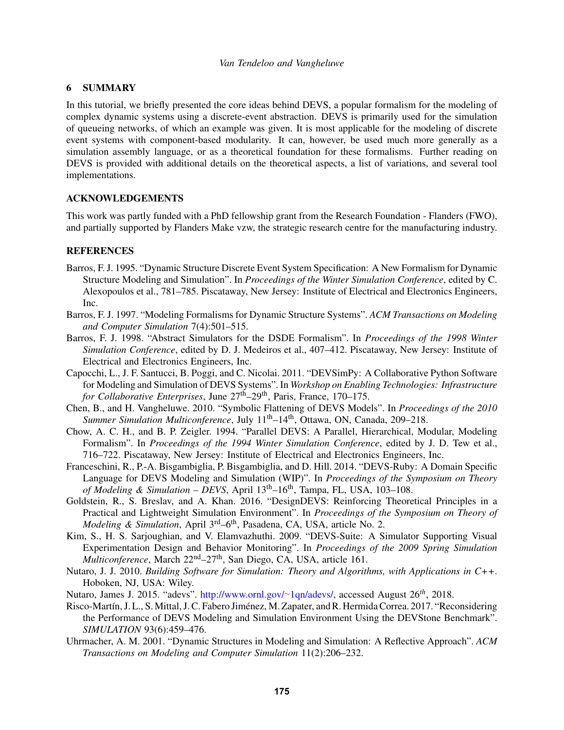## 6 SUMMARY

In this tutorial, we briefly presented the core ideas behind DEVS, a popular formalism for the modeling of complex dynamic systems using a discrete-event abstraction. DEVS is primarily used for the simulation of queueing networks, of which an example was given. It is most applicable for the modeling of discrete event systems with component-based modularity. It can, however, be used much more generally as a simulation assembly language, or as a theoretical foundation for these formalisms. Further reading on DEVS is provided with additional details on the theoretical aspects, a list of variations, and several tool implementations.

## ACKNOWLEDGEMENTS

This work was partly funded with a PhD fellowship grant from the Research Foundation - Flanders (FWO), and partially supported by Flanders Make vzw, the strategic research centre for the manufacturing industry.

## REFERENCES

Barros, F. J. 1995. "Dynamic Structure Discrete Event System Specification: A New Formalism for Dynamic Structure Modeling and Simulation". In *Proceedings of the Winter Simulation Conference*, edited by C. Alexopoulos et al., 781–785. Piscataway, New Jersey: Institute of Electrical and Electronics Engineers, Inc.

Barros, F. J. 1997. "Modeling Formalisms for Dynamic Structure Systems". *ACM Transactions on Modeling and Computer Simulation* 7(4):501–515.

Barros, F. J. 1998. "Abstract Simulators for the DSDE Formalism". In *Proceedings of the 1998 Winter Simulation Conference*, edited by D. J. Medeiros et al., 407–412. Piscataway, New Jersey: Institute of Electrical and Electronics Engineers, Inc.

Capocchi, L., J. F. Santucci, B. Poggi, and C. Nicolai. 2011. "DEVSimPy: A Collaborative Python Software for Modeling and Simulation of DEVS Systems". In *Workshop on Enabling Technologies: Infrastructure for Collaborative Enterprises*, June 27th–29th, Paris, France, 170–175.

Chen, B., and H. Vangheluwe. 2010. "Symbolic Flattening of DEVS Models". In *Proceedings of the 2010 Summer Simulation Multiconference*, July 11th–14th, Ottawa, ON, Canada, 209–218.

Chow, A. C. H., and B. P. Zeigler. 1994. "Parallel DEVS: A Parallel, Hierarchical, Modular, Modeling Formalism". In *Proceedings of the 1994 Winter Simulation Conference*, edited by J. D. Tew et al., 716–722. Piscataway, New Jersey: Institute of Electrical and Electronics Engineers, Inc.

Franceschini, R., P.-A. Bisgambiglia, P. Bisgambiglia, and D. Hill. 2014. "DEVS-Ruby: A Domain Specific Language for DEVS Modeling and Simulation (WIP)". In *Proceedings of the Symposium on Theory of Modeling & Simulation – DEVS*, April 13th–16th, Tampa, FL, USA, 103–108.

Goldstein, R., S. Breslav, and A. Khan. 2016. "DesignDEVS: Reinforcing Theoretical Principles in a Practical and Lightweight Simulation Environment". In *Proceedings of the Symposium on Theory of Modeling & Simulation*, April 3rd–6th, Pasadena, CA, USA, article No. 2.

Kim, S., H. S. Sarjoughian, and V. Elamvazhuthi. 2009. "DEVS-Suite: A Simulator Supporting Visual Experimentation Design and Behavior Monitoring". In *Proceedings of the 2009 Spring Simulation Multiconference*, March 22nd–27th, San Diego, CA, USA, article 161.

Nutaro, J. J. 2010. *Building Software for Simulation: Theory and Algorithms, with Applications in C++*. Hoboken, NJ, USA: Wiley.

Nutaro, James J. 2015. "adevs". http://www.ornl.gov/~1qn/adevs/, accessed August 26th, 2018.

Risco-Martín, J. L., S. Mittal, J. C. Fabero Jiménez, M. Zapater, and R. Hermida Correa. 2017. "Reconsidering the Performance of DEVS Modeling and Simulation Environment Using the DEVStone Benchmark". *SIMULATION* 93(6):459–476.

Uhrmacher, A. M. 2001. "Dynamic Structures in Modeling and Simulation: A Reflective Approach". *ACM Transactions on Modeling and Computer Simulation* 11(2):206–232.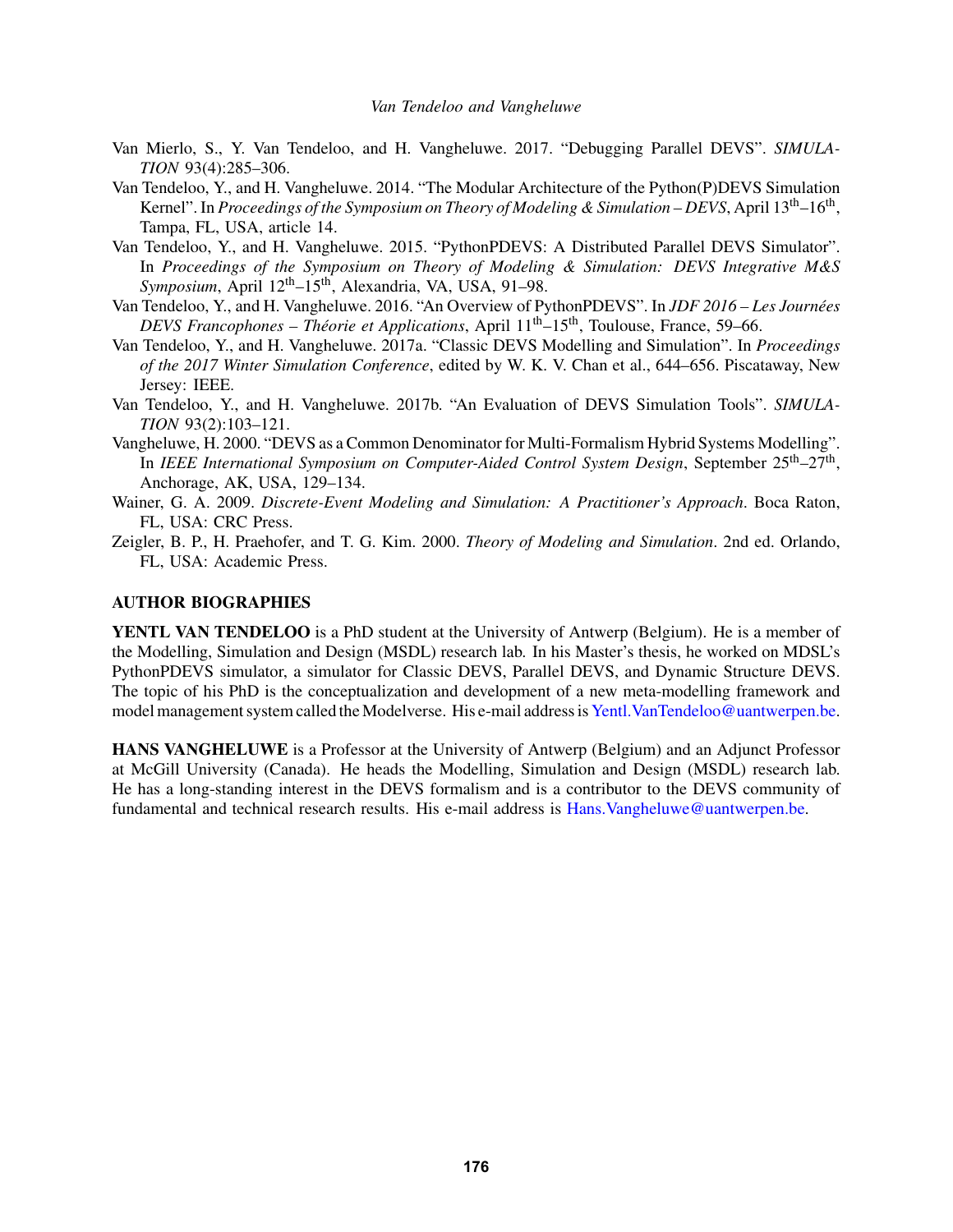Van Mierlo, S., Y. Van Tendeloo, and H. Vangheluwe. 2017. "Debugging Parallel DEVS". *SIMULATION* 93(4):285–306.

Van Tendeloo, Y., and H. Vangheluwe. 2014. "The Modular Architecture of the Python(P)DEVS Simulation Kernel". In *Proceedings of the Symposium on Theory of Modeling & Simulation – DEVS*, April 13th–16th, Tampa, FL, USA, article 14.

Van Tendeloo, Y., and H. Vangheluwe. 2015. "PythonPDEVS: A Distributed Parallel DEVS Simulator". In *Proceedings of the Symposium on Theory of Modeling & Simulation: DEVS Integrative M&S Symposium*, April 12th–15th, Alexandria, VA, USA, 91–98.

Van Tendeloo, Y., and H. Vangheluwe. 2016. "An Overview of PythonPDEVS". In *JDF 2016 – Les Journées DEVS Francophones – Théorie et Applications*, April 11th–15th, Toulouse, France, 59–66.

Van Tendeloo, Y., and H. Vangheluwe. 2017a. "Classic DEVS Modelling and Simulation". In *Proceedings of the 2017 Winter Simulation Conference*, edited by W. K. V. Chan et al., 644–656. Piscataway, New Jersey: IEEE.

Van Tendeloo, Y., and H. Vangheluwe. 2017b. "An Evaluation of DEVS Simulation Tools". *SIMULATION* 93(2):103–121.

Vangheluwe, H. 2000. "DEVS as a Common Denominator for Multi-Formalism Hybrid Systems Modelling". In *IEEE International Symposium on Computer-Aided Control System Design*, September 25th–27th, Anchorage, AK, USA, 129–134.

Wainer, G. A. 2009. *Discrete-Event Modeling and Simulation: A Practitioner's Approach*. Boca Raton, FL, USA: CRC Press.

Zeigler, B. P., H. Praehofer, and T. G. Kim. 2000. *Theory of Modeling and Simulation*. 2nd ed. Orlando, FL, USA: Academic Press.

## AUTHOR BIOGRAPHIES

**YENTL VAN TENDELOO** is a PhD student at the University of Antwerp (Belgium). He is a member of the Modelling, Simulation and Design (MSDL) research lab. In his Master's thesis, he worked on MDSL's PythonPDEVS simulator, a simulator for Classic DEVS, Parallel DEVS, and Dynamic Structure DEVS. The topic of his PhD is the conceptualization and development of a new meta-modelling framework and model management system called the Modelverse. His e-mail address is Yentl.VanTendeloo@uantwerpen.be.

**HANS VANGHELUWE** is a Professor at the University of Antwerp (Belgium) and an Adjunct Professor at McGill University (Canada). He heads the Modelling, Simulation and Design (MSDL) research lab. He has a long-standing interest in the DEVS formalism and is a contributor to the DEVS community of fundamental and technical research results. His e-mail address is Hans.Vangheluwe@uantwerpen.be.